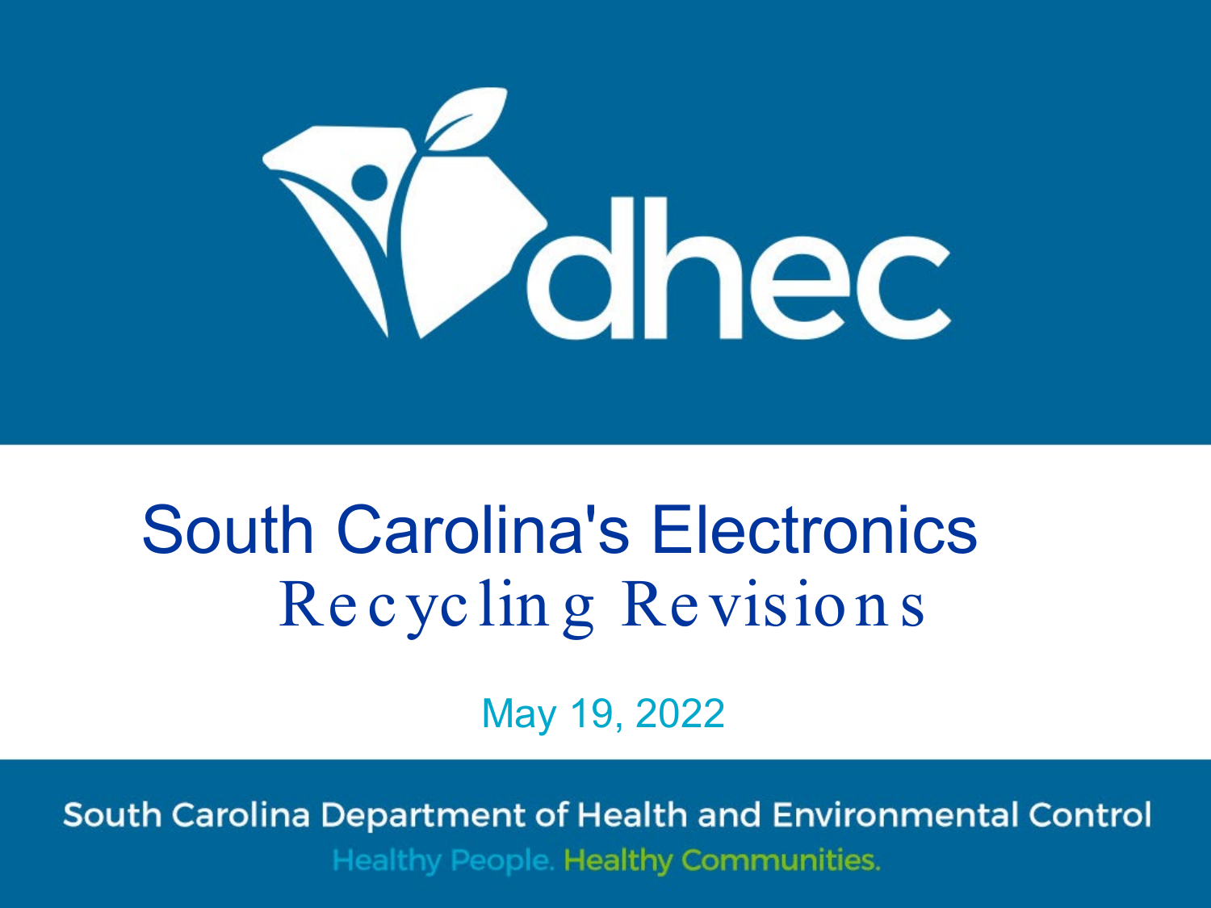# South Carolina's Electronics Recycling Revisions

May 19, 2022

South Carolina Department of Health and Environmental Control

Healthy People. Healthy Communities.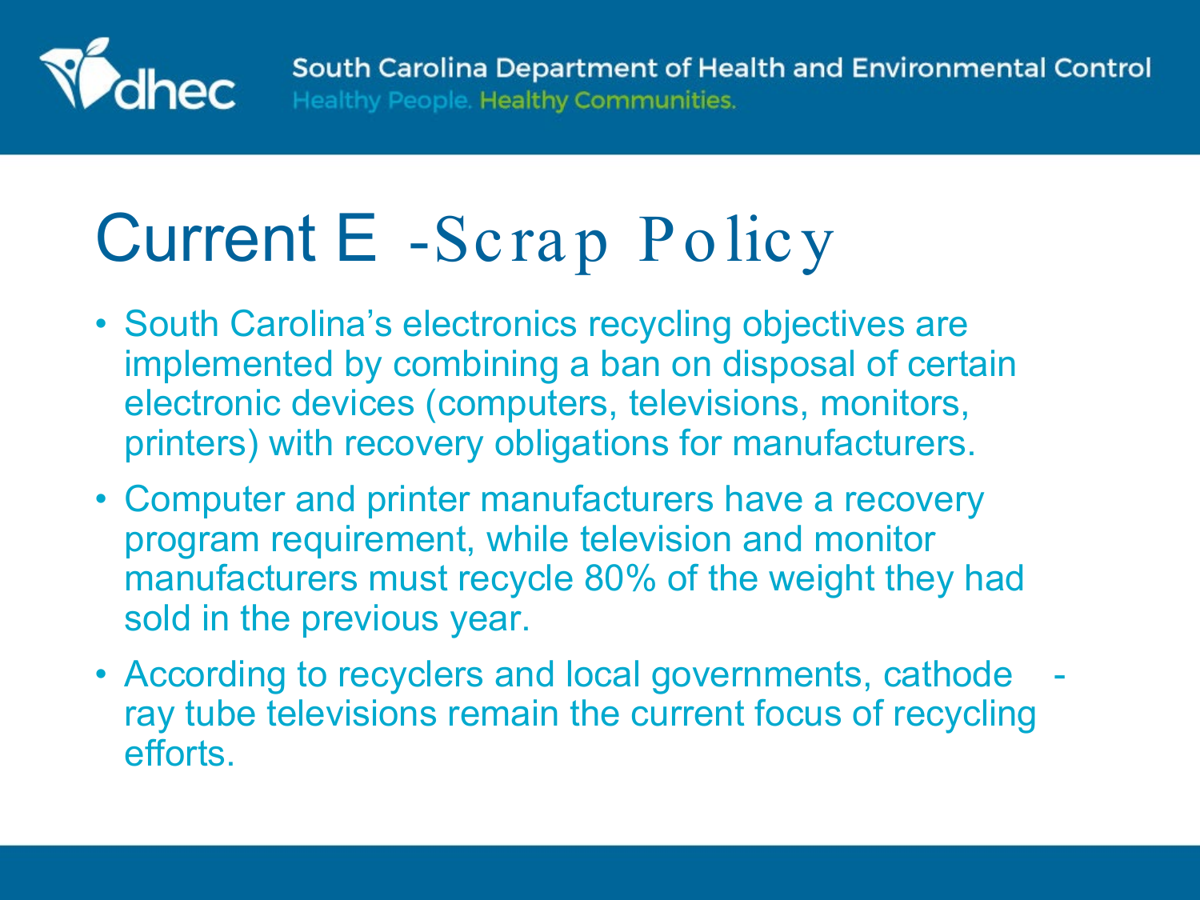# Current E-Scrap Policy

- South Carolina's electronics recycling objectives are implemented by combining a ban on disposal of certain electronic devices (computers, televisions, monitors, printers) with recovery obligations for manufacturers.
- Computer and printer manufacturers have a recovery program requirement, while television and monitor manufacturers must recycle 80% of the weight they had sold in the previous year.
- According to recyclers and local governments, cathode-ray tube televisions remain the current focus of recycling efforts.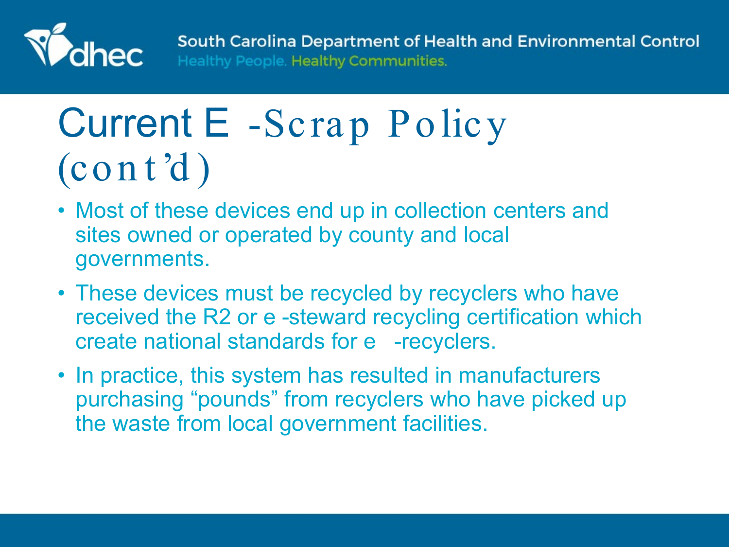# Current E-Scrap Policy (cont'd)

- Most of these devices end up in collection centers and sites owned or operated by county and local governments.
- These devices must be recycled by recyclers who have received the R2 or e-steward recycling certification which create national standards for e-recyclers.
- In practice, this system has resulted in manufacturers purchasing "pounds" from recyclers who have picked up the waste from local government facilities.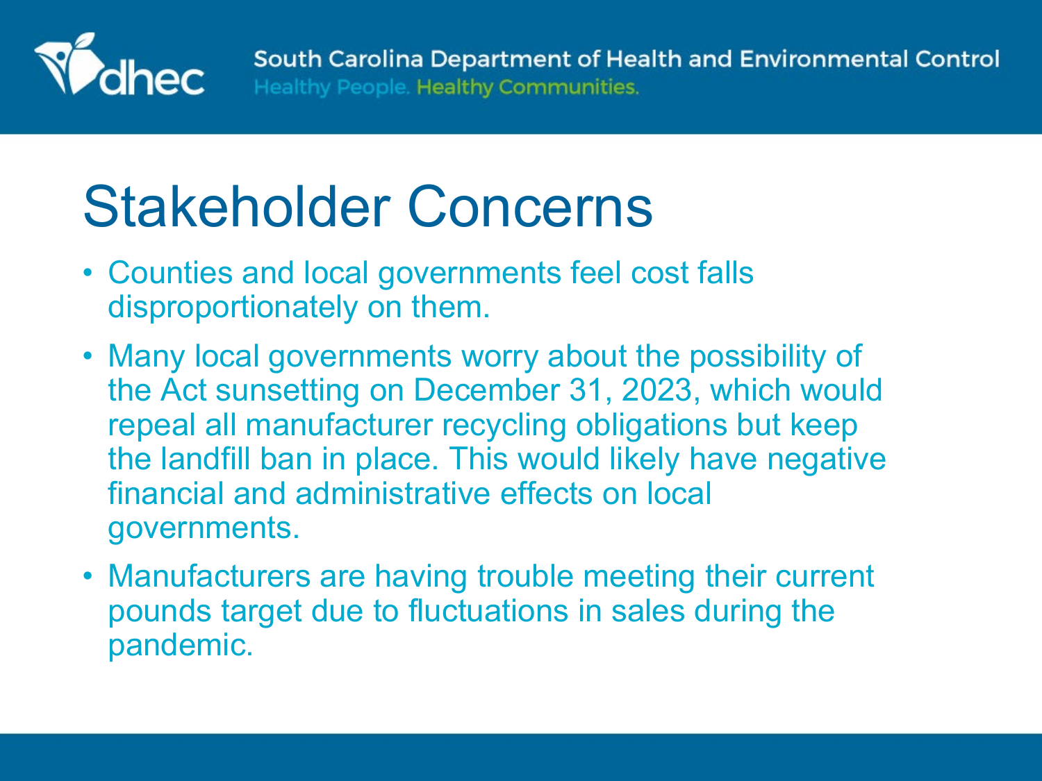# Stakeholder Concerns

- Counties and local governments feel cost falls disproportionately on them.
- Many local governments worry about the possibility of the Act sunsetting on December 31, 2023, which would repeal all manufacturer recycling obligations but keep the landfill ban in place. This would likely have negative financial and administrative effects on local governments.
- Manufacturers are having trouble meeting their current pounds target due to fluctuations in sales during the pandemic.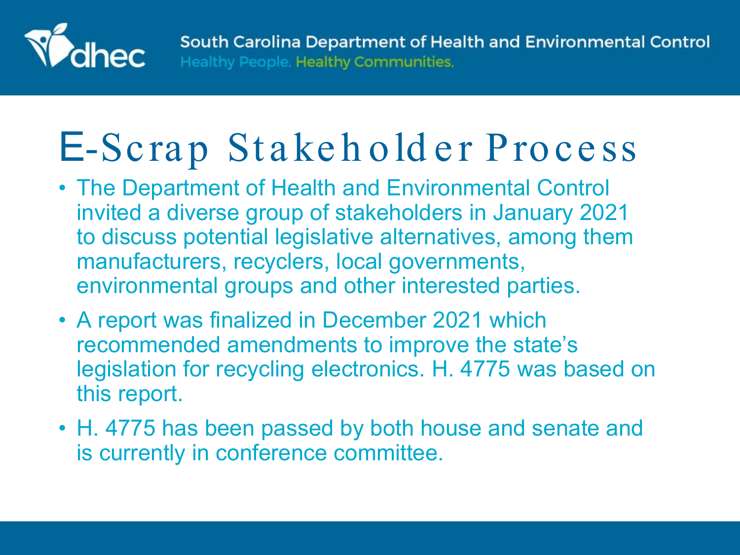# E-Scrap Stakeholder Process

- The Department of Health and Environmental Control invited a diverse group of stakeholders in January 2021 to discuss potential legislative alternatives, among them manufacturers, recyclers, local governments, environmental groups and other interested parties.
- A report was finalized in December 2021 which recommended amendments to improve the state's legislation for recycling electronics. H. 4775 was based on this report.
- H. 4775 has been passed by both house and senate and is currently in conference committee.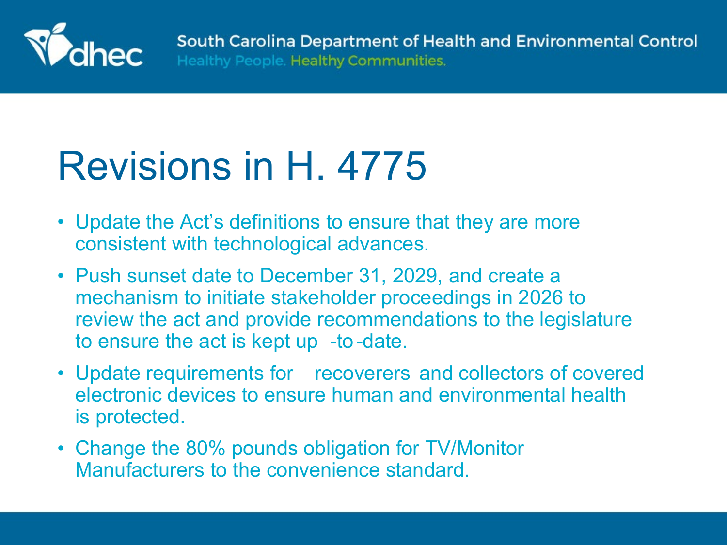# Revisions in H. 4775

- Update the Act's definitions to ensure that they are more consistent with technological advances.
- Push sunset date to December 31, 2029, and create a mechanism to initiate stakeholder proceedings in 2026 to review the act and provide recommendations to the legislature to ensure the act is kept up-to-date.
- Update requirements for recoverers and collectors of covered electronic devices to ensure human and environmental health is protected.
- Change the 80% pounds obligation for TV/Monitor Manufacturers to the convenience standard.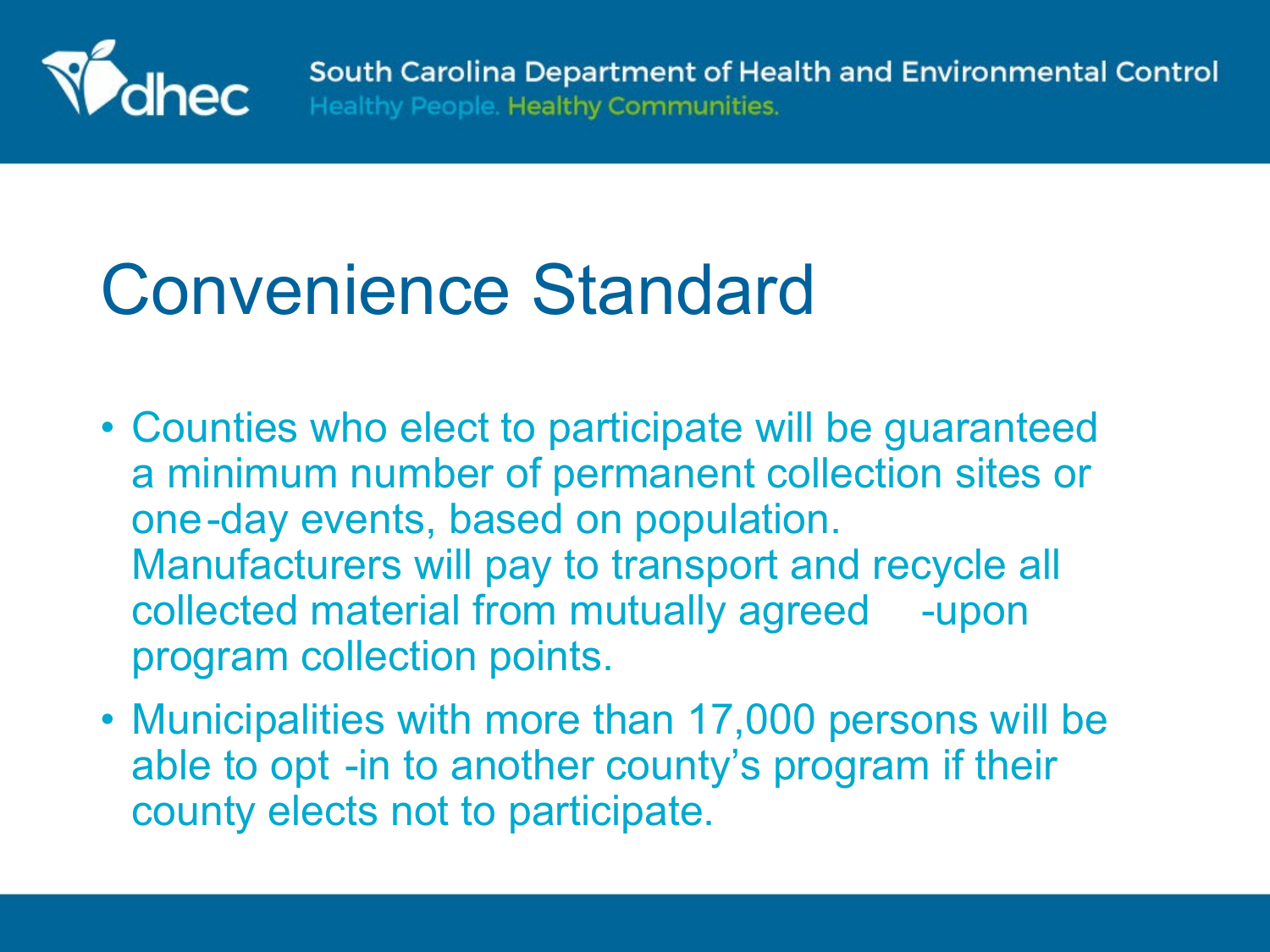# Convenience Standard

- Counties who elect to participate will be guaranteed a minimum number of permanent collection sites or one-day events, based on population. Manufacturers will pay to transport and recycle all collected material from mutually agreed-upon program collection points.
- Municipalities with more than 17,000 persons will be able to opt-in to another county's program if their county elects not to participate.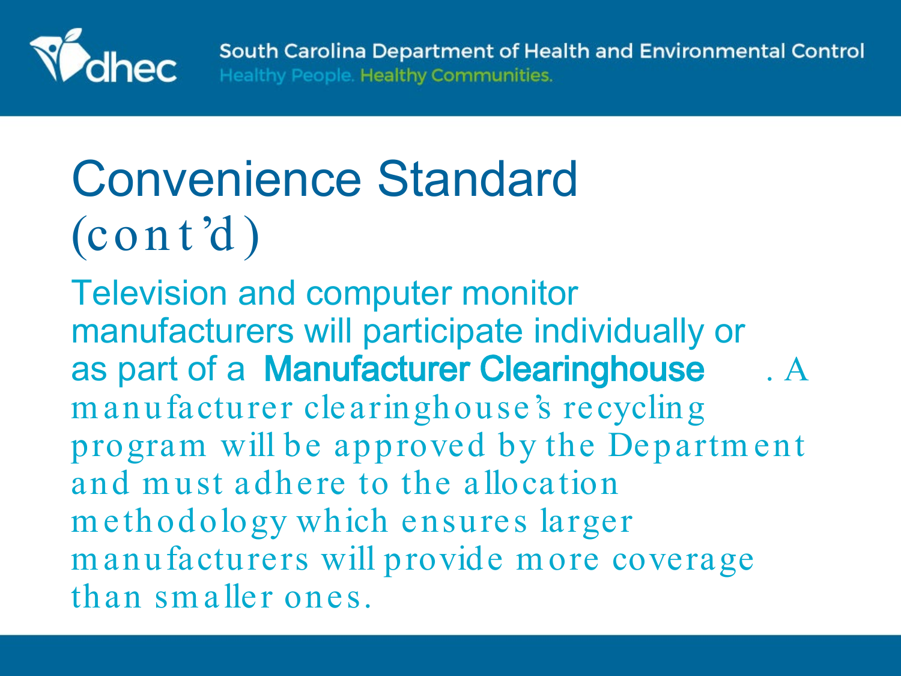# Convenience Standard (cont'd)

Television and computer monitor manufacturers will participate individually or as part of a **Manufacturer Clearinghouse**. A manufacturer clearinghouse's recycling program will be approved by the Department and must adhere to the allocation methodology which ensures larger manufacturers will provide more coverage than smaller ones.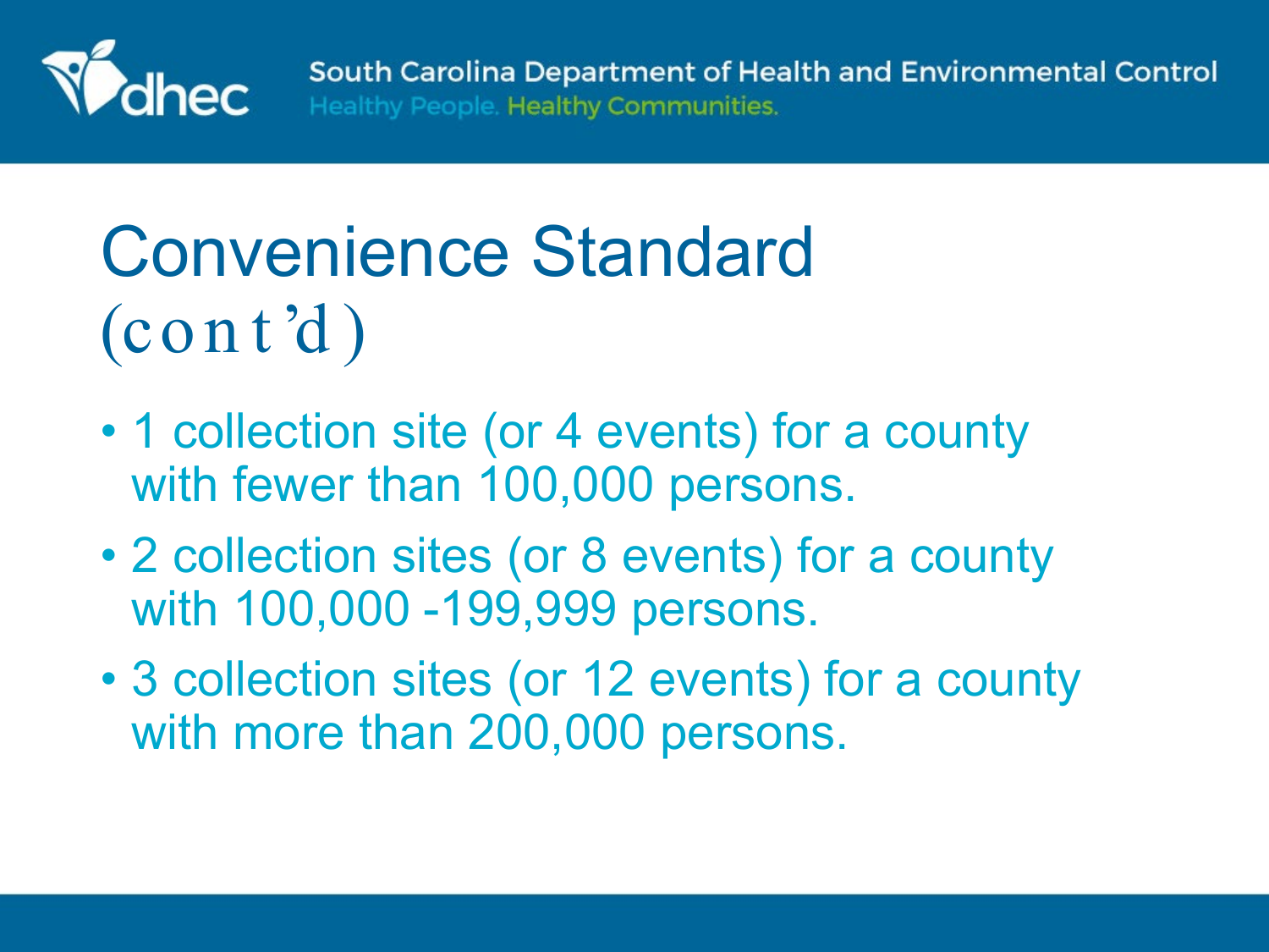# Convenience Standard (cont'd)

- 1 collection site (or 4 events) for a county with fewer than 100,000 persons.
- 2 collection sites (or 8 events) for a county with 100,000 -199,999 persons.
- 3 collection sites (or 12 events) for a county with more than 200,000 persons.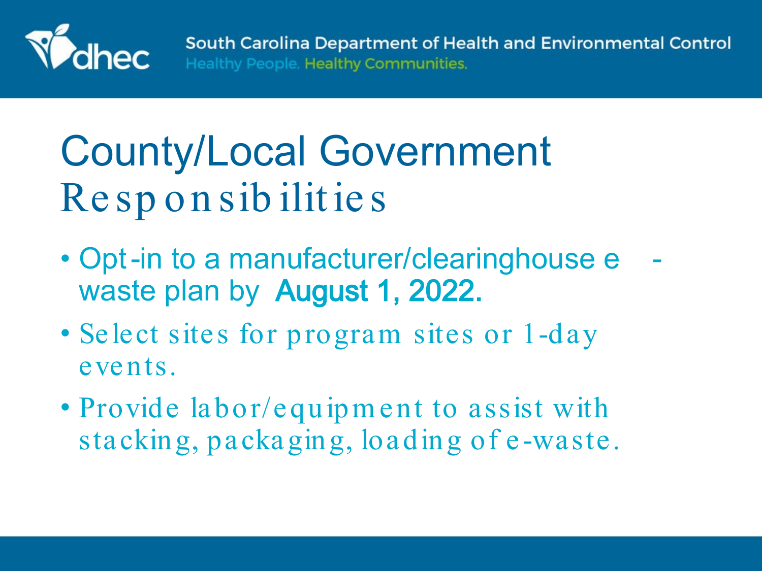# County/Local Government Responsibilities

- Opt-in to a manufacturer/clearinghouse e-waste plan by **August 1, 2022.**
- Select sites for program sites or 1-day events.
- Provide labor/equipment to assist with stacking, packaging, loading of e-waste.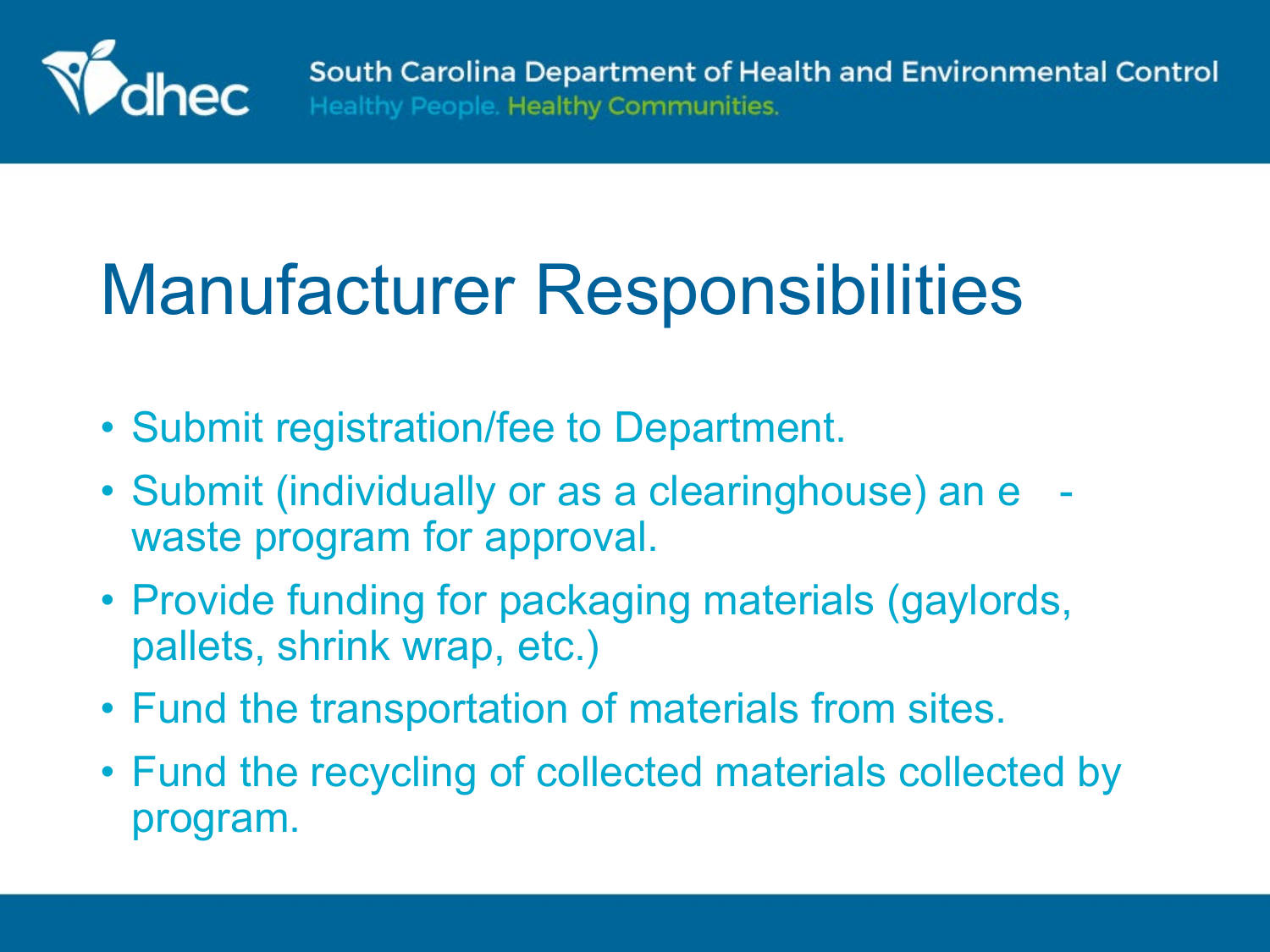# Manufacturer Responsibilities

- Submit registration/fee to Department.
- Submit (individually or as a clearinghouse) an e-waste program for approval.
- Provide funding for packaging materials (gaylords, pallets, shrink wrap, etc.)
- Fund the transportation of materials from sites.
- Fund the recycling of collected materials collected by program.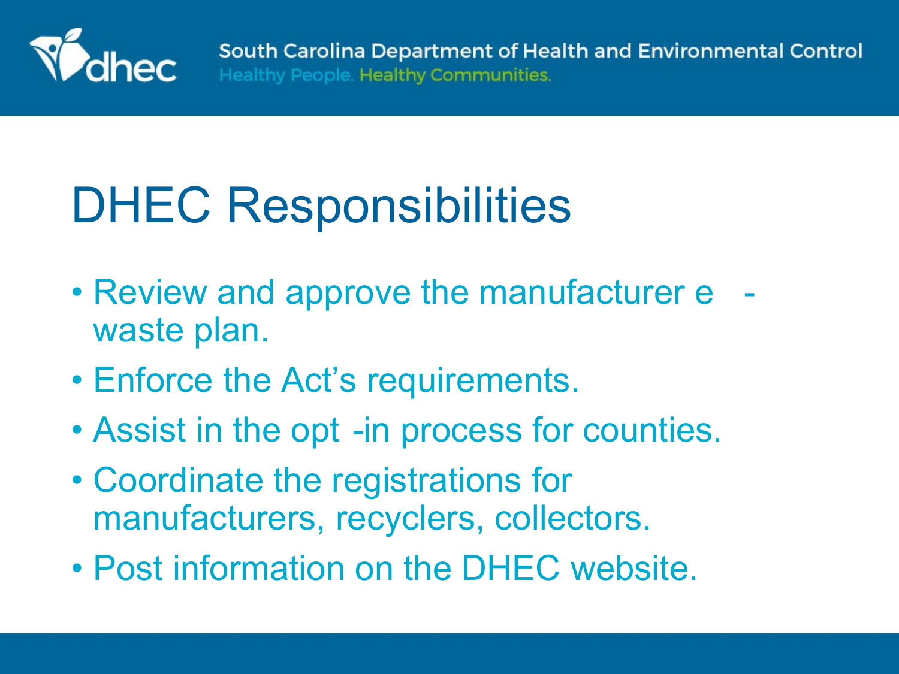# DHEC Responsibilities

- Review and approve the manufacturer e-waste plan.
- Enforce the Act's requirements.
- Assist in the opt-in process for counties.
- Coordinate the registrations for manufacturers, recyclers, collectors.
- Post information on the DHEC website.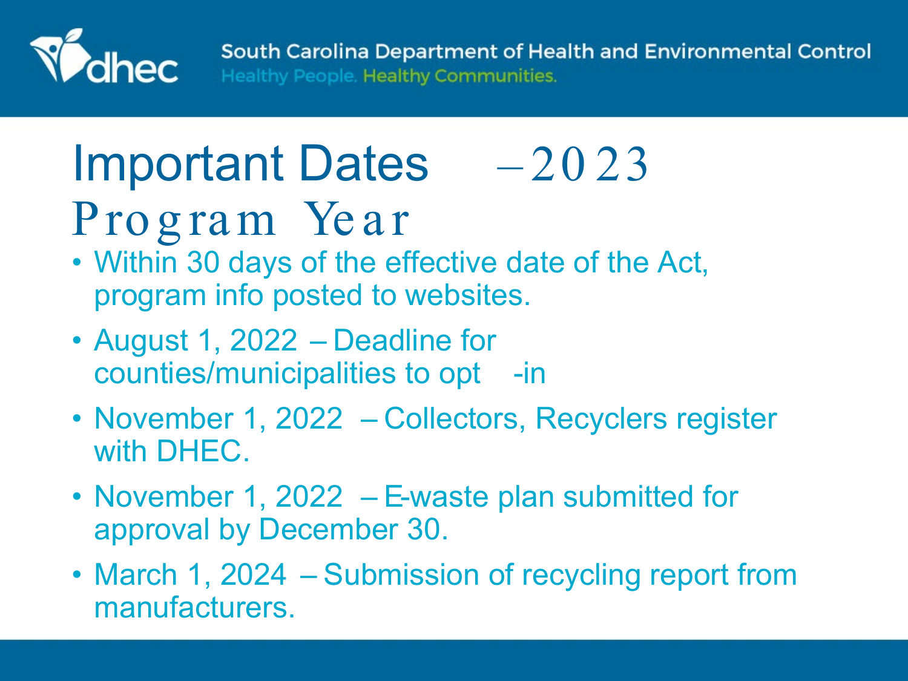# Important Dates – 2023 Program Year

- Within 30 days of the effective date of the Act, program info posted to websites.
- August 1, 2022 – Deadline for counties/municipalities to opt-in
- November 1, 2022 – Collectors, Recyclers register with DHEC.
- November 1, 2022 – E-waste plan submitted for approval by December 30.
- March 1, 2024 – Submission of recycling report from manufacturers.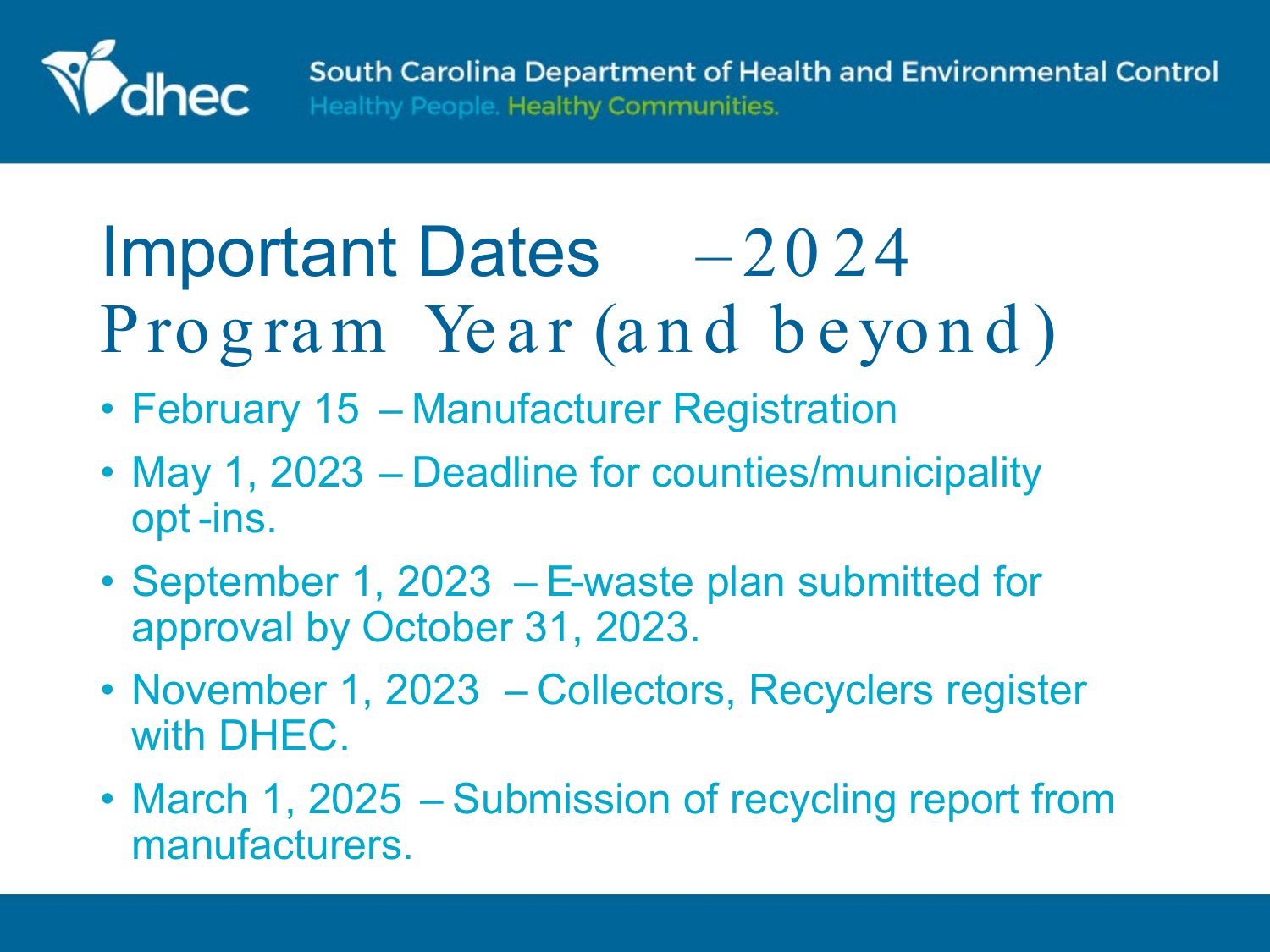# Important Dates – 2024 Program Year (and beyond)

- February 15 – Manufacturer Registration
- May 1, 2023 – Deadline for counties/municipality opt-ins.
- September 1, 2023 – E-waste plan submitted for approval by October 31, 2023.
- November 1, 2023 – Collectors, Recyclers register with DHEC.
- March 1, 2025 – Submission of recycling report from manufacturers.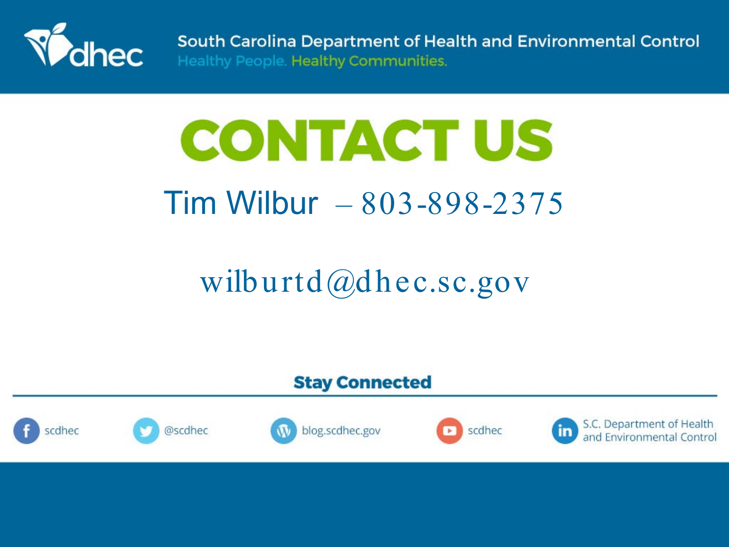South Carolina Department of Health and Environmental Control

Healthy People. Healthy Communities.

# CONTACT US

Tim Wilbur – 803-898-2375

wilburtd@dhec.sc.gov

**Stay Connected**

scdhec

@scdhec

blog.scdhec.gov

scdhec

S.C. Department of Health and Environmental Control